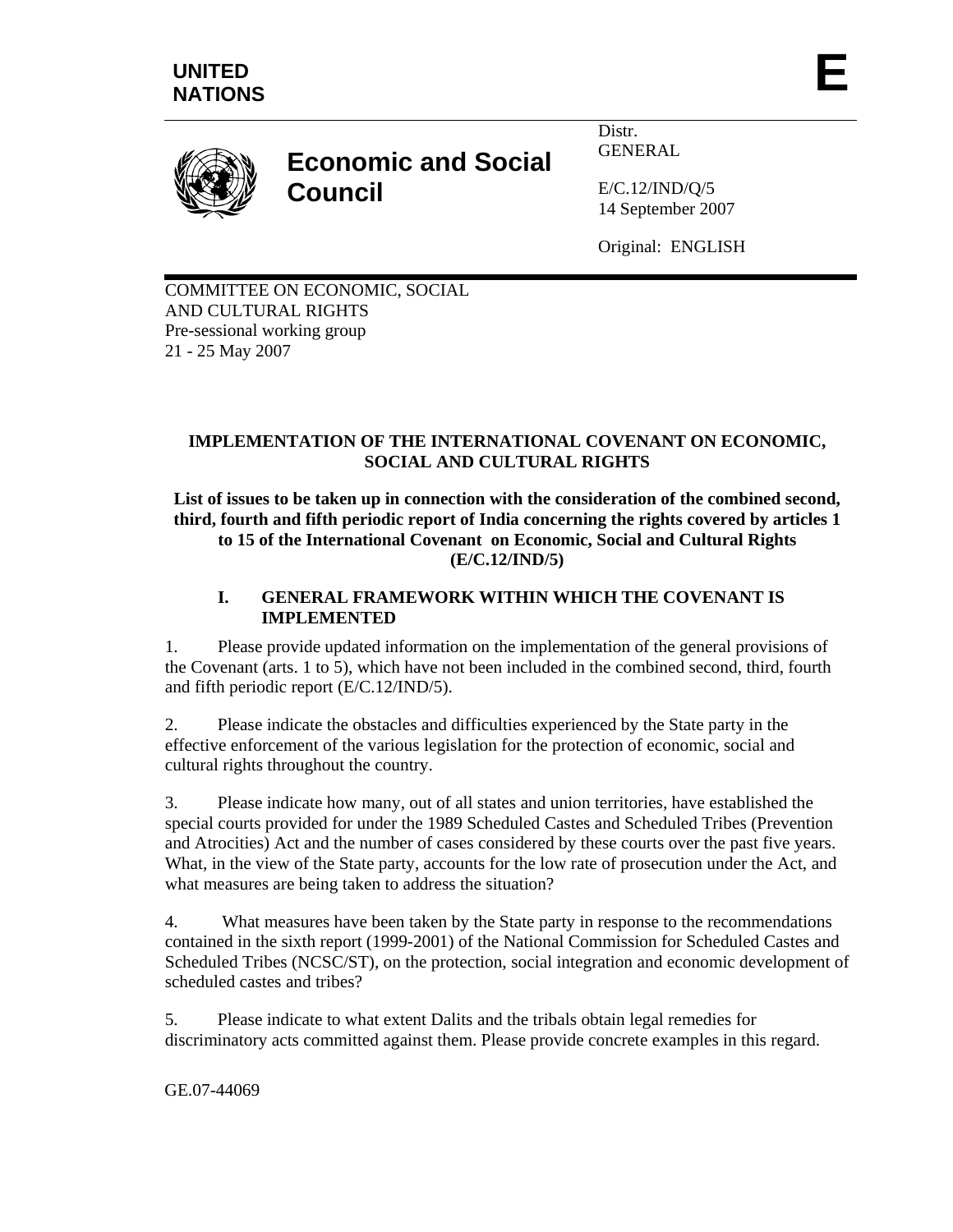UNITED NATIONS

**E**

# Economic and Social Council

Distr.
GENERAL

E/C.12/IND/Q/5
14 September 2007

Original: ENGLISH

COMMITTEE ON ECONOMIC, SOCIAL AND CULTURAL RIGHTS
Pre-sessional working group
21 - 25 May 2007

## IMPLEMENTATION OF THE INTERNATIONAL COVENANT ON ECONOMIC, SOCIAL AND CULTURAL RIGHTS

**List of issues to be taken up in connection with the consideration of the combined second, third, fourth and fifth periodic report of India concerning the rights covered by articles 1 to 15 of the International Covenant on Economic, Social and Cultural Rights (E/C.12/IND/5)**

### I. GENERAL FRAMEWORK WITHIN WHICH THE COVENANT IS IMPLEMENTED

1. Please provide updated information on the implementation of the general provisions of the Covenant (arts. 1 to 5), which have not been included in the combined second, third, fourth and fifth periodic report (E/C.12/IND/5).

2. Please indicate the obstacles and difficulties experienced by the State party in the effective enforcement of the various legislation for the protection of economic, social and cultural rights throughout the country.

3. Please indicate how many, out of all states and union territories, have established the special courts provided for under the 1989 Scheduled Castes and Scheduled Tribes (Prevention and Atrocities) Act and the number of cases considered by these courts over the past five years. What, in the view of the State party, accounts for the low rate of prosecution under the Act, and what measures are being taken to address the situation?

4. What measures have been taken by the State party in response to the recommendations contained in the sixth report (1999-2001) of the National Commission for Scheduled Castes and Scheduled Tribes (NCSC/ST), on the protection, social integration and economic development of scheduled castes and tribes?

5. Please indicate to what extent Dalits and the tribals obtain legal remedies for discriminatory acts committed against them. Please provide concrete examples in this regard.

GE.07-44069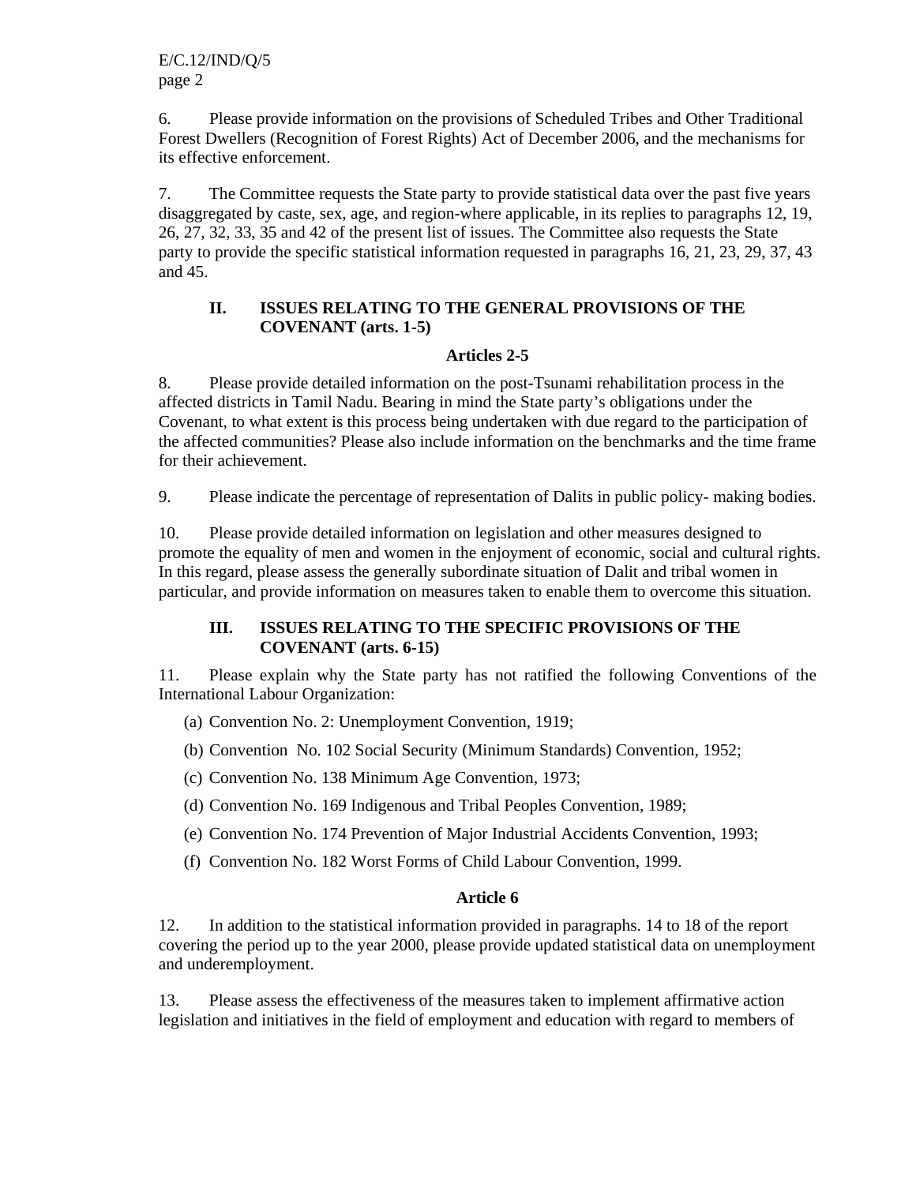6. Please provide information on the provisions of Scheduled Tribes and Other Traditional Forest Dwellers (Recognition of Forest Rights) Act of December 2006, and the mechanisms for its effective enforcement.

7. The Committee requests the State party to provide statistical data over the past five years disaggregated by caste, sex, age, and region-where applicable, in its replies to paragraphs 12, 19, 26, 27, 32, 33, 35 and 42 of the present list of issues. The Committee also requests the State party to provide the specific statistical information requested in paragraphs 16, 21, 23, 29, 37, 43 and 45.

## II. ISSUES RELATING TO THE GENERAL PROVISIONS OF THE COVENANT (arts. 1-5)

### Articles 2-5

8. Please provide detailed information on the post-Tsunami rehabilitation process in the affected districts in Tamil Nadu. Bearing in mind the State party's obligations under the Covenant, to what extent is this process being undertaken with due regard to the participation of the affected communities? Please also include information on the benchmarks and the time frame for their achievement.

9. Please indicate the percentage of representation of Dalits in public policy- making bodies.

10. Please provide detailed information on legislation and other measures designed to promote the equality of men and women in the enjoyment of economic, social and cultural rights. In this regard, please assess the generally subordinate situation of Dalit and tribal women in particular, and provide information on measures taken to enable them to overcome this situation.

## III. ISSUES RELATING TO THE SPECIFIC PROVISIONS OF THE COVENANT (arts. 6-15)

11. Please explain why the State party has not ratified the following Conventions of the International Labour Organization:

(a) Convention No. 2: Unemployment Convention, 1919;

(b) Convention No. 102 Social Security (Minimum Standards) Convention, 1952;

(c) Convention No. 138 Minimum Age Convention, 1973;

(d) Convention No. 169 Indigenous and Tribal Peoples Convention, 1989;

(e) Convention No. 174 Prevention of Major Industrial Accidents Convention, 1993;

(f) Convention No. 182 Worst Forms of Child Labour Convention, 1999.

### Article 6

12. In addition to the statistical information provided in paragraphs. 14 to 18 of the report covering the period up to the year 2000, please provide updated statistical data on unemployment and underemployment.

13. Please assess the effectiveness of the measures taken to implement affirmative action legislation and initiatives in the field of employment and education with regard to members of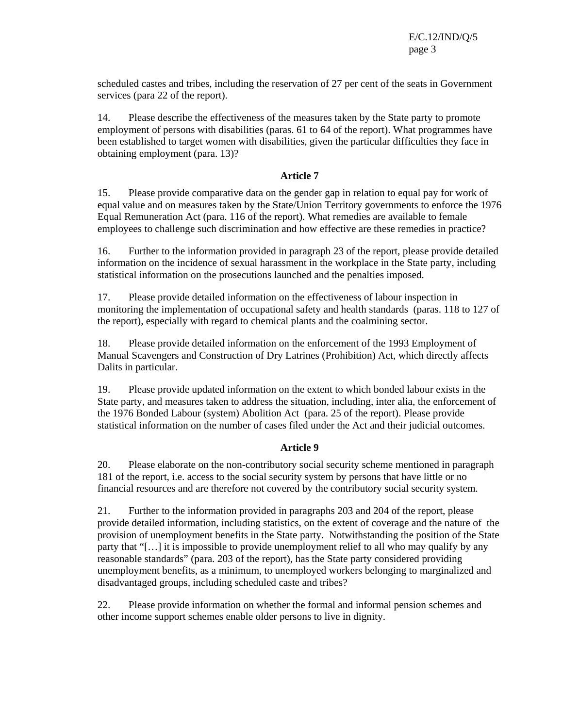scheduled castes and tribes, including the reservation of 27 per cent of the seats in Government services (para 22 of the report).

14. Please describe the effectiveness of the measures taken by the State party to promote employment of persons with disabilities (paras. 61 to 64 of the report). What programmes have been established to target women with disabilities, given the particular difficulties they face in obtaining employment (para. 13)?

### Article 7

15. Please provide comparative data on the gender gap in relation to equal pay for work of equal value and on measures taken by the State/Union Territory governments to enforce the 1976 Equal Remuneration Act (para. 116 of the report). What remedies are available to female employees to challenge such discrimination and how effective are these remedies in practice?

16. Further to the information provided in paragraph 23 of the report, please provide detailed information on the incidence of sexual harassment in the workplace in the State party, including statistical information on the prosecutions launched and the penalties imposed.

17. Please provide detailed information on the effectiveness of labour inspection in monitoring the implementation of occupational safety and health standards (paras. 118 to 127 of the report), especially with regard to chemical plants and the coalmining sector.

18. Please provide detailed information on the enforcement of the 1993 Employment of Manual Scavengers and Construction of Dry Latrines (Prohibition) Act, which directly affects Dalits in particular.

19. Please provide updated information on the extent to which bonded labour exists in the State party, and measures taken to address the situation, including, inter alia, the enforcement of the 1976 Bonded Labour (system) Abolition Act (para. 25 of the report). Please provide statistical information on the number of cases filed under the Act and their judicial outcomes.

### Article 9

20. Please elaborate on the non-contributory social security scheme mentioned in paragraph 181 of the report, i.e. access to the social security system by persons that have little or no financial resources and are therefore not covered by the contributory social security system.

21. Further to the information provided in paragraphs 203 and 204 of the report, please provide detailed information, including statistics, on the extent of coverage and the nature of the provision of unemployment benefits in the State party. Notwithstanding the position of the State party that "[…] it is impossible to provide unemployment relief to all who may qualify by any reasonable standards" (para. 203 of the report), has the State party considered providing unemployment benefits, as a minimum, to unemployed workers belonging to marginalized and disadvantaged groups, including scheduled caste and tribes?

22. Please provide information on whether the formal and informal pension schemes and other income support schemes enable older persons to live in dignity.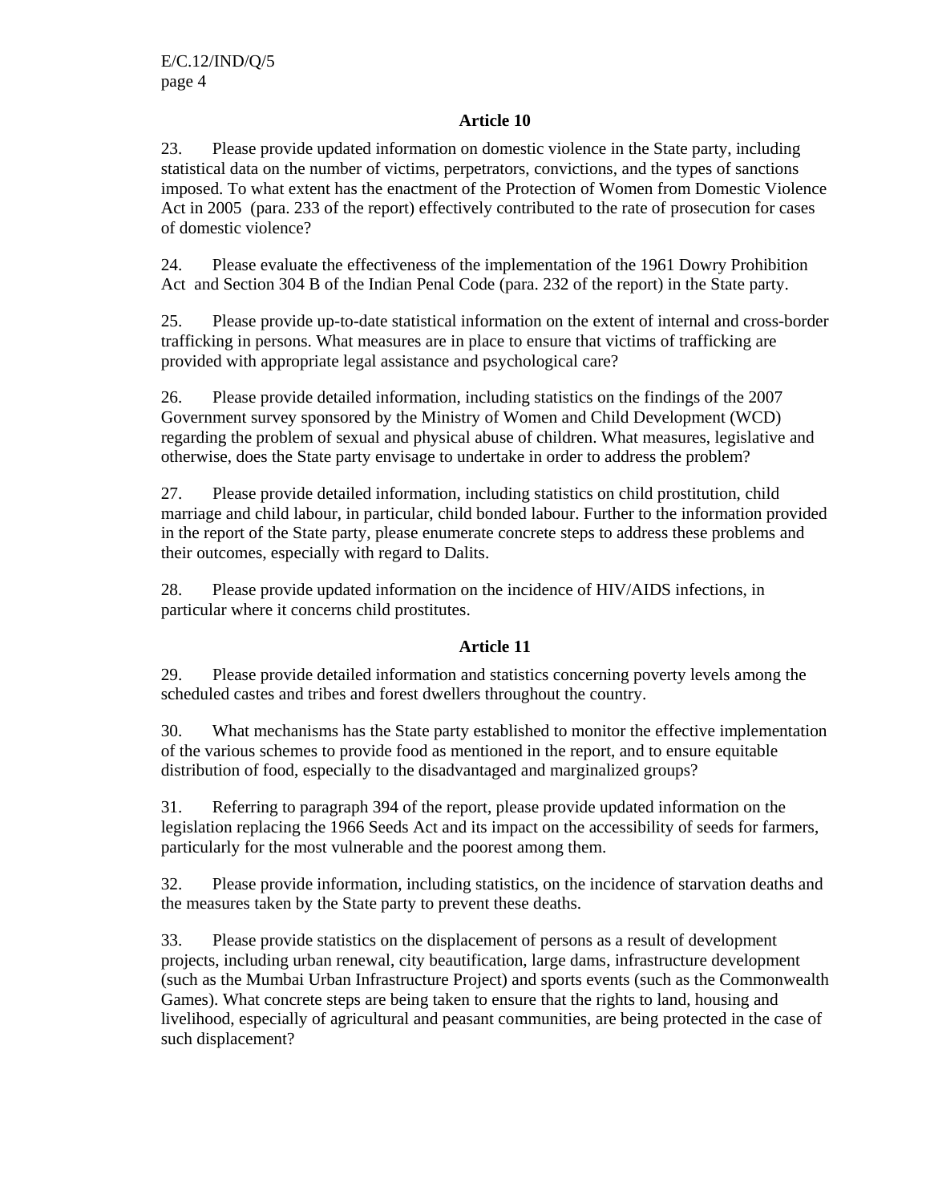## Article 10

23. Please provide updated information on domestic violence in the State party, including statistical data on the number of victims, perpetrators, convictions, and the types of sanctions imposed. To what extent has the enactment of the Protection of Women from Domestic Violence Act in 2005 (para. 233 of the report) effectively contributed to the rate of prosecution for cases of domestic violence?

24. Please evaluate the effectiveness of the implementation of the 1961 Dowry Prohibition Act and Section 304 B of the Indian Penal Code (para. 232 of the report) in the State party.

25. Please provide up-to-date statistical information on the extent of internal and cross-border trafficking in persons. What measures are in place to ensure that victims of trafficking are provided with appropriate legal assistance and psychological care?

26. Please provide detailed information, including statistics on the findings of the 2007 Government survey sponsored by the Ministry of Women and Child Development (WCD) regarding the problem of sexual and physical abuse of children. What measures, legislative and otherwise, does the State party envisage to undertake in order to address the problem?

27. Please provide detailed information, including statistics on child prostitution, child marriage and child labour, in particular, child bonded labour. Further to the information provided in the report of the State party, please enumerate concrete steps to address these problems and their outcomes, especially with regard to Dalits.

28. Please provide updated information on the incidence of HIV/AIDS infections, in particular where it concerns child prostitutes.

## Article 11

29. Please provide detailed information and statistics concerning poverty levels among the scheduled castes and tribes and forest dwellers throughout the country.

30. What mechanisms has the State party established to monitor the effective implementation of the various schemes to provide food as mentioned in the report, and to ensure equitable distribution of food, especially to the disadvantaged and marginalized groups?

31. Referring to paragraph 394 of the report, please provide updated information on the legislation replacing the 1966 Seeds Act and its impact on the accessibility of seeds for farmers, particularly for the most vulnerable and the poorest among them.

32. Please provide information, including statistics, on the incidence of starvation deaths and the measures taken by the State party to prevent these deaths.

33. Please provide statistics on the displacement of persons as a result of development projects, including urban renewal, city beautification, large dams, infrastructure development (such as the Mumbai Urban Infrastructure Project) and sports events (such as the Commonwealth Games). What concrete steps are being taken to ensure that the rights to land, housing and livelihood, especially of agricultural and peasant communities, are being protected in the case of such displacement?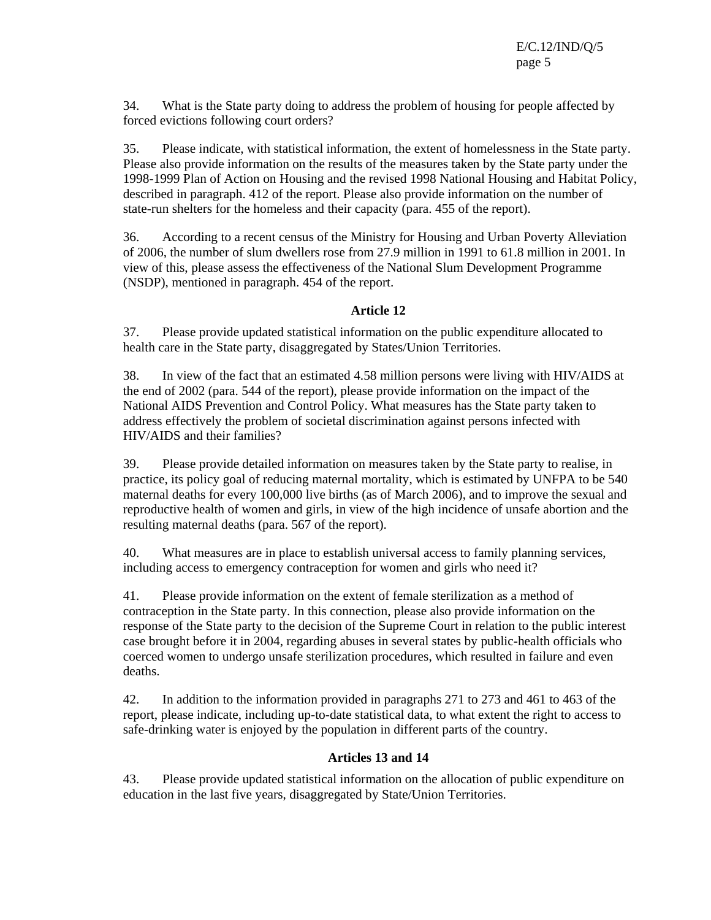34. What is the State party doing to address the problem of housing for people affected by forced evictions following court orders?

35. Please indicate, with statistical information, the extent of homelessness in the State party. Please also provide information on the results of the measures taken by the State party under the 1998-1999 Plan of Action on Housing and the revised 1998 National Housing and Habitat Policy, described in paragraph. 412 of the report. Please also provide information on the number of state-run shelters for the homeless and their capacity (para. 455 of the report).

36. According to a recent census of the Ministry for Housing and Urban Poverty Alleviation of 2006, the number of slum dwellers rose from 27.9 million in 1991 to 61.8 million in 2001. In view of this, please assess the effectiveness of the National Slum Development Programme (NSDP), mentioned in paragraph. 454 of the report.

**Article 12**

37. Please provide updated statistical information on the public expenditure allocated to health care in the State party, disaggregated by States/Union Territories.

38. In view of the fact that an estimated 4.58 million persons were living with HIV/AIDS at the end of 2002 (para. 544 of the report), please provide information on the impact of the National AIDS Prevention and Control Policy. What measures has the State party taken to address effectively the problem of societal discrimination against persons infected with HIV/AIDS and their families?

39. Please provide detailed information on measures taken by the State party to realise, in practice, its policy goal of reducing maternal mortality, which is estimated by UNFPA to be 540 maternal deaths for every 100,000 live births (as of March 2006), and to improve the sexual and reproductive health of women and girls, in view of the high incidence of unsafe abortion and the resulting maternal deaths (para. 567 of the report).

40. What measures are in place to establish universal access to family planning services, including access to emergency contraception for women and girls who need it?

41. Please provide information on the extent of female sterilization as a method of contraception in the State party. In this connection, please also provide information on the response of the State party to the decision of the Supreme Court in relation to the public interest case brought before it in 2004, regarding abuses in several states by public-health officials who coerced women to undergo unsafe sterilization procedures, which resulted in failure and even deaths.

42. In addition to the information provided in paragraphs 271 to 273 and 461 to 463 of the report, please indicate, including up-to-date statistical data, to what extent the right to access to safe-drinking water is enjoyed by the population in different parts of the country.

**Articles 13 and 14**

43. Please provide updated statistical information on the allocation of public expenditure on education in the last five years, disaggregated by State/Union Territories.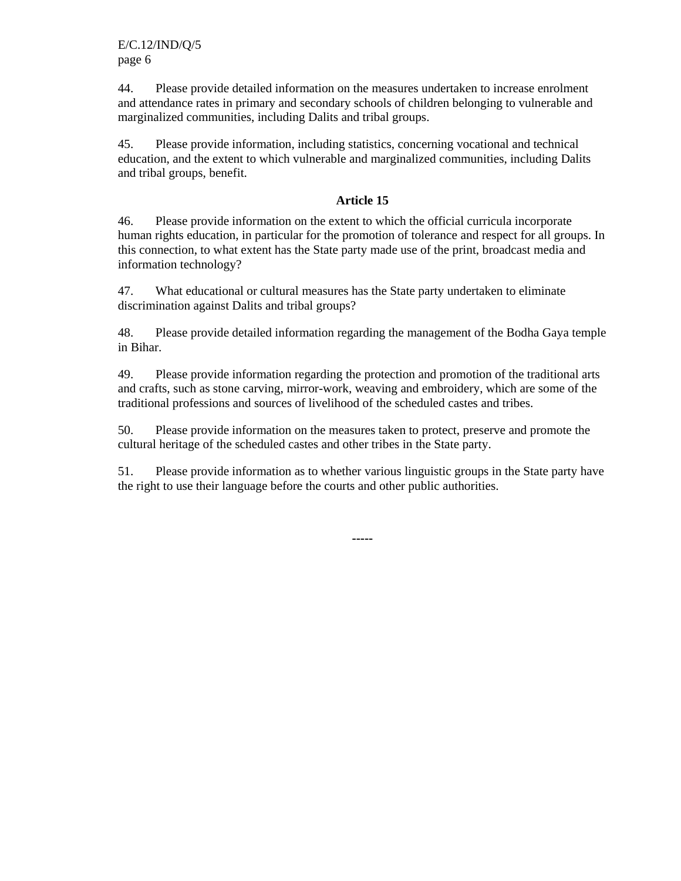44. Please provide detailed information on the measures undertaken to increase enrolment and attendance rates in primary and secondary schools of children belonging to vulnerable and marginalized communities, including Dalits and tribal groups.

45. Please provide information, including statistics, concerning vocational and technical education, and the extent to which vulnerable and marginalized communities, including Dalits and tribal groups, benefit.

### Article 15

46. Please provide information on the extent to which the official curricula incorporate human rights education, in particular for the promotion of tolerance and respect for all groups. In this connection, to what extent has the State party made use of the print, broadcast media and information technology?

47. What educational or cultural measures has the State party undertaken to eliminate discrimination against Dalits and tribal groups?

48. Please provide detailed information regarding the management of the Bodha Gaya temple in Bihar.

49. Please provide information regarding the protection and promotion of the traditional arts and crafts, such as stone carving, mirror-work, weaving and embroidery, which are some of the traditional professions and sources of livelihood of the scheduled castes and tribes.

50. Please provide information on the measures taken to protect, preserve and promote the cultural heritage of the scheduled castes and other tribes in the State party.

51. Please provide information as to whether various linguistic groups in the State party have the right to use their language before the courts and other public authorities.

-----